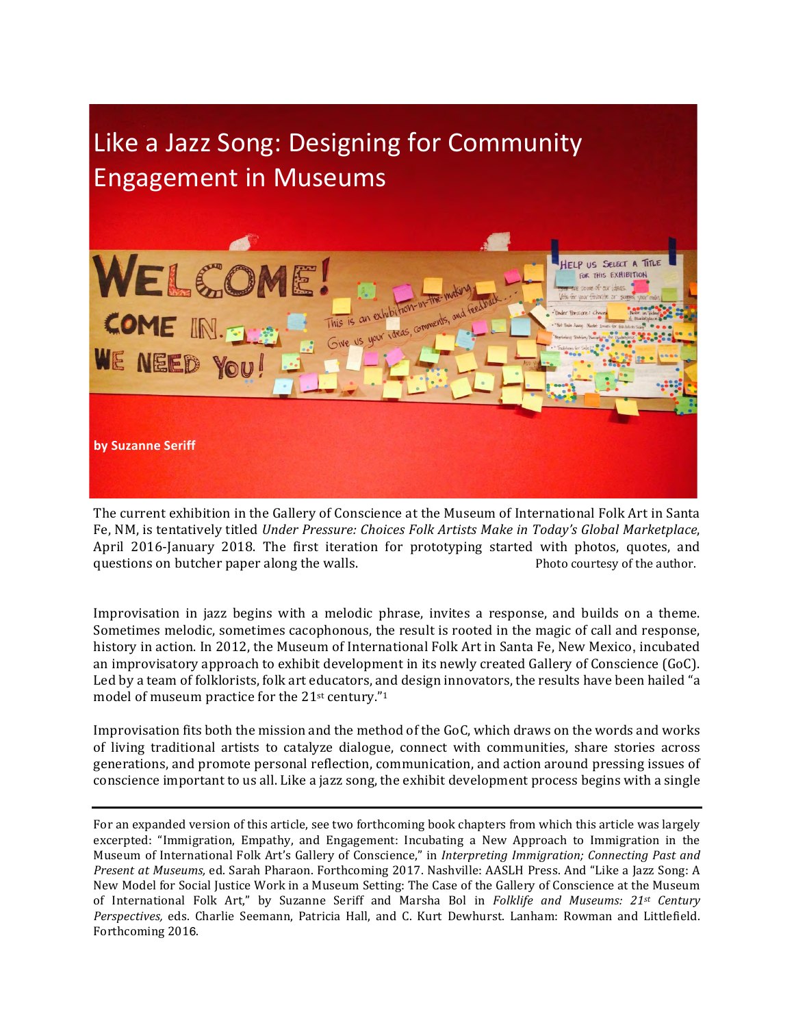# Like a Jazz Song: Designing for Community Engagement in Museums

**by Suzanne Seriff**

The current exhibition in the Gallery of Conscience at the Museum of International Folk Art in Santa Fe, NM, is tentatively titled *Under Pressure: Choices Folk Artists Make in Today's Global Marketplace*, April 2016-January 2018. The first iteration for prototyping started with photos, quotes, and questions on butcher paper along the walls. Photo courtesy of the author.

Improvisation in jazz begins with a melodic phrase, invites a response, and builds on a theme. Sometimes melodic, sometimes cacophonous, the result is rooted in the magic of call and response, history in action. In 2012, the Museum of International Folk Art in Santa Fe, New Mexico, incubated an improvisatory approach to exhibit development in its newly created Gallery of Conscience (GoC). Led by a team of folklorists, folk art educators, and design innovators, the results have been hailed "a model of museum practice for the 21st century."[1]

Improvisation fits both the mission and the method of the GoC, which draws on the words and works of living traditional artists to catalyze dialogue, connect with communities, share stories across generations, and promote personal reflection, communication, and action around pressing issues of conscience important to us all. Like a jazz song, the exhibit development process begins with a single

---

For an expanded version of this article, see two forthcoming book chapters from which this article was largely excerpted: "Immigration, Empathy, and Engagement: Incubating a New Approach to Immigration in the Museum of International Folk Art's Gallery of Conscience," in *Interpreting Immigration; Connecting Past and Present at Museums,* ed. Sarah Pharaon. Forthcoming 2017. Nashville: AASLH Press. And "Like a Jazz Song: A New Model for Social Justice Work in a Museum Setting: The Case of the Gallery of Conscience at the Museum of International Folk Art," by Suzanne Seriff and Marsha Bol in *Folklife and Museums: 21st Century Perspectives,* eds. Charlie Seemann, Patricia Hall, and C. Kurt Dewhurst. Lanham: Rowman and Littlefield. Forthcoming 2016.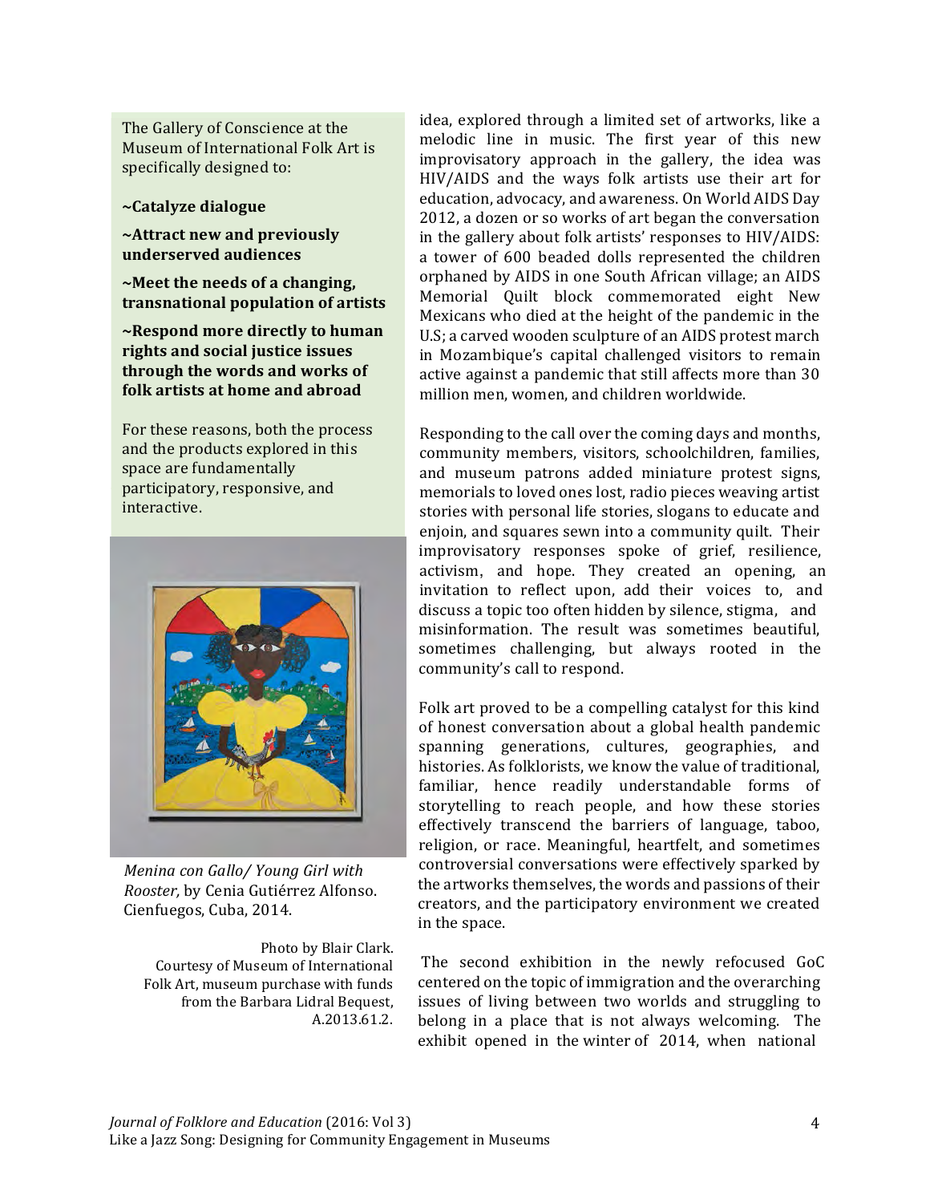The Gallery of Conscience at the Museum of International Folk Art is specifically designed to:

**~Catalyze dialogue**

**~Attract new and previously underserved audiences**

**~Meet the needs of a changing, transnational population of artists**

**~Respond more directly to human rights and social justice issues through the words and works of folk artists at home and abroad**

For these reasons, both the process and the products explored in this space are fundamentally participatory, responsive, and interactive.

*Menina con Gallo/ Young Girl with Rooster,* by Cenia Gutiérrez Alfonso. Cienfuegos, Cuba, 2014.

Photo by Blair Clark. Courtesy of Museum of International Folk Art, museum purchase with funds from the Barbara Lidral Bequest, A.2013.61.2.

idea, explored through a limited set of artworks, like a melodic line in music. The first year of this new improvisatory approach in the gallery, the idea was HIV/AIDS and the ways folk artists use their art for education, advocacy, and awareness. On World AIDS Day 2012, a dozen or so works of art began the conversation in the gallery about folk artists' responses to HIV/AIDS: a tower of 600 beaded dolls represented the children orphaned by AIDS in one South African village; an AIDS Memorial Quilt block commemorated eight New Mexicans who died at the height of the pandemic in the U.S; a carved wooden sculpture of an AIDS protest march in Mozambique's capital challenged visitors to remain active against a pandemic that still affects more than 30 million men, women, and children worldwide.

Responding to the call over the coming days and months, community members, visitors, schoolchildren, families, and museum patrons added miniature protest signs, memorials to loved ones lost, radio pieces weaving artist stories with personal life stories, slogans to educate and enjoin, and squares sewn into a community quilt. Their improvisatory responses spoke of grief, resilience, activism, and hope. They created an opening, an invitation to reflect upon, add their voices to, and discuss a topic too often hidden by silence, stigma, and misinformation. The result was sometimes beautiful, sometimes challenging, but always rooted in the community's call to respond.

Folk art proved to be a compelling catalyst for this kind of honest conversation about a global health pandemic spanning generations, cultures, geographies, and histories. As folklorists, we know the value of traditional, familiar, hence readily understandable forms of storytelling to reach people, and how these stories effectively transcend the barriers of language, taboo, religion, or race. Meaningful, heartfelt, and sometimes controversial conversations were effectively sparked by the artworks themselves, the words and passions of their creators, and the participatory environment we created in the space.

The second exhibition in the newly refocused GoC centered on the topic of immigration and the overarching issues of living between two worlds and struggling to belong in a place that is not always welcoming. The exhibit opened in the winter of 2014, when national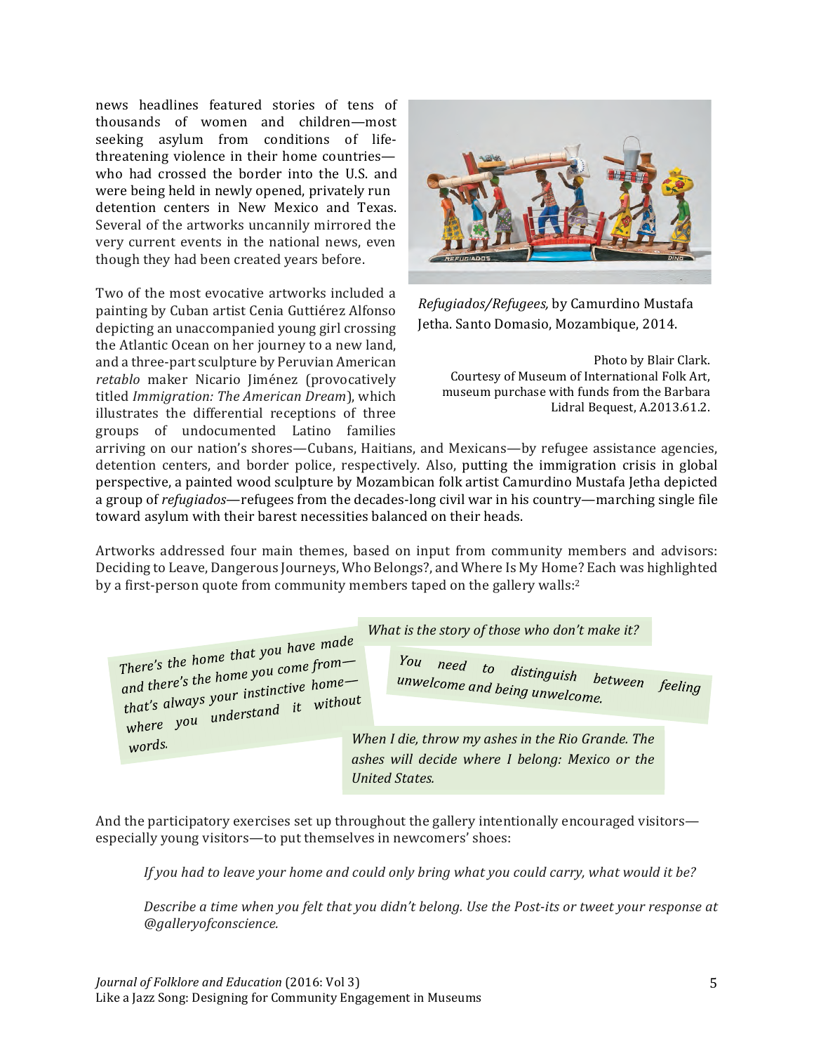news headlines featured stories of tens of thousands of women and children—most seeking asylum from conditions of life-threatening violence in their home countries—who had crossed the border into the U.S. and were being held in newly opened, privately run detention centers in New Mexico and Texas. Several of the artworks uncannily mirrored the very current events in the national news, even though they had been created years before.

*Refugiados/Refugees,* by Camurdino Mustafa Jetha. Santo Domasio, Mozambique, 2014.

Photo by Blair Clark. Courtesy of Museum of International Folk Art, museum purchase with funds from the Barbara Lidral Bequest, A.2013.61.2.

Two of the most evocative artworks included a painting by Cuban artist Cenia Guttiérez Alfonso depicting an unaccompanied young girl crossing the Atlantic Ocean on her journey to a new land, and a three-part sculpture by Peruvian American *retablo* maker Nicario Jiménez (provocatively titled *Immigration: The American Dream*), which illustrates the differential receptions of three groups of undocumented Latino families arriving on our nation's shores—Cubans, Haitians, and Mexicans—by refugee assistance agencies, detention centers, and border police, respectively. Also, putting the immigration crisis in global perspective, a painted wood sculpture by Mozambican folk artist Camurdino Mustafa Jetha depicted a group of *refugiados*—refugees from the decades-long civil war in his country—marching single file toward asylum with their barest necessities balanced on their heads.

Artworks addressed four main themes, based on input from community members and advisors: Deciding to Leave, Dangerous Journeys, Who Belongs?, and Where Is My Home? Each was highlighted by a first-person quote from community members taped on the gallery walls:[2]

*There's the home that you have made and there's the home you come from—that's always your instinctive home—where you understand it without words.*

*What is the story of those who don't make it?*

*You need to distinguish between feeling unwelcome and being unwelcome.*

*When I die, throw my ashes in the Rio Grande. The ashes will decide where I belong: Mexico or the United States.*

And the participatory exercises set up throughout the gallery intentionally encouraged visitors—especially young visitors—to put themselves in newcomers' shoes:

> *If you had to leave your home and could only bring what you could carry, what would it be?*
>
> *Describe a time when you felt that you didn't belong. Use the Post-its or tweet your response at @galleryofconscience.*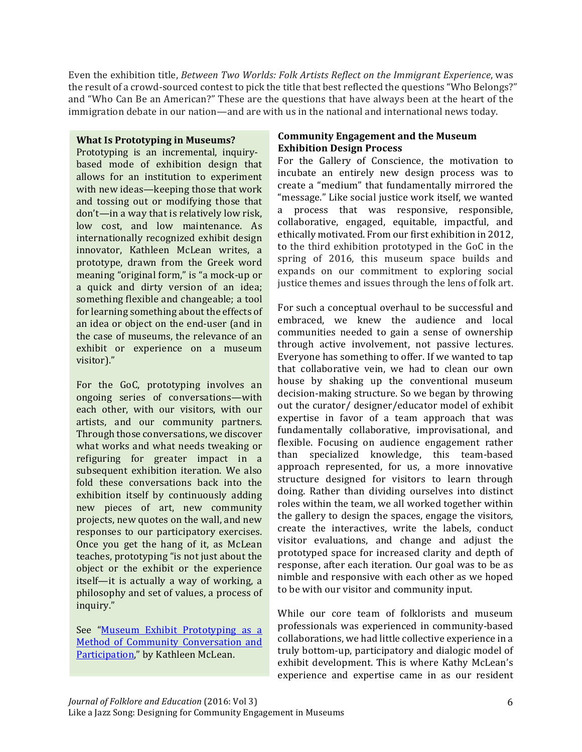Even the exhibition title, *Between Two Worlds: Folk Artists Reflect on the Immigrant Experience*, was the result of a crowd-sourced contest to pick the title that best reflected the questions "Who Belongs?" and "Who Can Be an American?" These are the questions that have always been at the heart of the immigration debate in our nation—and are with us in the national and international news today.

**What Is Prototyping in Museums?**

Prototyping is an incremental, inquiry-based mode of exhibition design that allows for an institution to experiment with new ideas—keeping those that work and tossing out or modifying those that don't—in a way that is relatively low risk, low cost, and low maintenance. As internationally recognized exhibit design innovator, Kathleen McLean writes, a prototype, drawn from the Greek word meaning "original form," is "a mock-up or a quick and dirty version of an idea; something flexible and changeable; a tool for learning something about the effects of an idea or object on the end-user (and in the case of museums, the relevance of an exhibit or experience on a museum visitor)."

For the GoC, prototyping involves an ongoing series of conversations—with each other, with our visitors, with our artists, and our community partners. Through those conversations, we discover what works and what needs tweaking or refiguring for greater impact in a subsequent exhibition iteration. We also fold these conversations back into the exhibition itself by continuously adding new pieces of art, new community projects, new quotes on the wall, and new responses to our participatory exercises. Once you get the hang of it, as McLean teaches, prototyping "is not just about the object or the exhibit or the experience itself—it is actually a way of working, a philosophy and set of values, a process of inquiry."

See "[Museum Exhibit Prototyping as a Method of Community Conversation and Participation](#)," by Kathleen McLean.

**Community Engagement and the Museum Exhibition Design Process**

For the Gallery of Conscience, the motivation to incubate an entirely new design process was to create a "medium" that fundamentally mirrored the "message." Like social justice work itself, we wanted a process that was responsive, responsible, collaborative, engaged, equitable, impactful, and ethically motivated. From our first exhibition in 2012, to the third exhibition prototyped in the GoC in the spring of 2016, this museum space builds and expands on our commitment to exploring social justice themes and issues through the lens of folk art.

For such a conceptual overhaul to be successful and embraced, we knew the audience and local communities needed to gain a sense of ownership through active involvement, not passive lectures. Everyone has something to offer. If we wanted to tap that collaborative vein, we had to clean our own house by shaking up the conventional museum decision-making structure. So we began by throwing out the curator/ designer/educator model of exhibit expertise in favor of a team approach that was fundamentally collaborative, improvisational, and flexible. Focusing on audience engagement rather than specialized knowledge, this team-based approach represented, for us, a more innovative structure designed for visitors to learn through doing. Rather than dividing ourselves into distinct roles within the team, we all worked together within the gallery to design the spaces, engage the visitors, create the interactives, write the labels, conduct visitor evaluations, and change and adjust the prototyped space for increased clarity and depth of response, after each iteration. Our goal was to be as nimble and responsive with each other as we hoped to be with our visitor and community input.

While our core team of folklorists and museum professionals was experienced in community-based collaborations, we had little collective experience in a truly bottom-up, participatory and dialogic model of exhibit development. This is where Kathy McLean's experience and expertise came in as our resident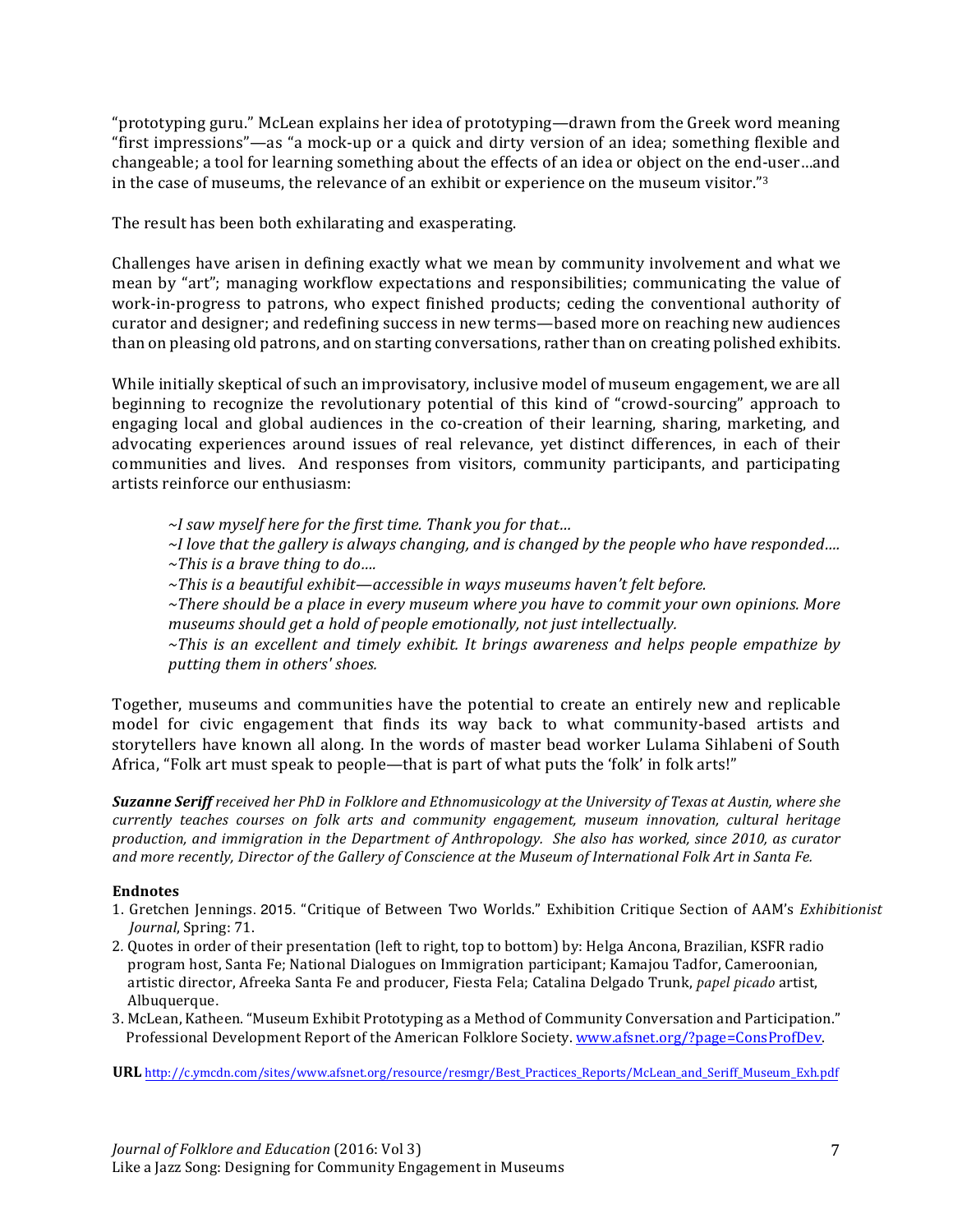"prototyping guru." McLean explains her idea of prototyping—drawn from the Greek word meaning "first impressions"—as "a mock-up or a quick and dirty version of an idea; something flexible and changeable; a tool for learning something about the effects of an idea or object on the end-user…and in the case of museums, the relevance of an exhibit or experience on the museum visitor."[3]

The result has been both exhilarating and exasperating.

Challenges have arisen in defining exactly what we mean by community involvement and what we mean by "art"; managing workflow expectations and responsibilities; communicating the value of work-in-progress to patrons, who expect finished products; ceding the conventional authority of curator and designer; and redefining success in new terms—based more on reaching new audiences than on pleasing old patrons, and on starting conversations, rather than on creating polished exhibits.

While initially skeptical of such an improvisatory, inclusive model of museum engagement, we are all beginning to recognize the revolutionary potential of this kind of "crowd-sourcing" approach to engaging local and global audiences in the co-creation of their learning, sharing, marketing, and advocating experiences around issues of real relevance, yet distinct differences, in each of their communities and lives. And responses from visitors, community participants, and participating artists reinforce our enthusiasm:

> *~I saw myself here for the first time. Thank you for that…*
> *~I love that the gallery is always changing, and is changed by the people who have responded….*
> *~This is a brave thing to do….*
> *~This is a beautiful exhibit—accessible in ways museums haven't felt before.*
> *~There should be a place in every museum where you have to commit your own opinions. More museums should get a hold of people emotionally, not just intellectually.*
> *~This is an excellent and timely exhibit. It brings awareness and helps people empathize by putting them in others' shoes.*

Together, museums and communities have the potential to create an entirely new and replicable model for civic engagement that finds its way back to what community-based artists and storytellers have known all along. In the words of master bead worker Lulama Sihlabeni of South Africa, "Folk art must speak to people—that is part of what puts the 'folk' in folk arts!"

***Suzanne Seriff*** *received her PhD in Folklore and Ethnomusicology at the University of Texas at Austin, where she currently teaches courses on folk arts and community engagement, museum innovation, cultural heritage production, and immigration in the Department of Anthropology. She also has worked, since 2010, as curator and more recently, Director of the Gallery of Conscience at the Museum of International Folk Art in Santa Fe.*

**Endnotes**

1. Gretchen Jennings. 2015. "Critique of Between Two Worlds." Exhibition Critique Section of AAM's *Exhibitionist Journal*, Spring: 71.
2. Quotes in order of their presentation (left to right, top to bottom) by: Helga Ancona, Brazilian, KSFR radio program host, Santa Fe; National Dialogues on Immigration participant; Kamajou Tadfor, Cameroonian, artistic director, Afreeka Santa Fe and producer, Fiesta Fela; Catalina Delgado Trunk, *papel picado* artist, Albuquerque.
3. McLean, Katheen. "Museum Exhibit Prototyping as a Method of Community Conversation and Participation." Professional Development Report of the American Folklore Society. www.afsnet.org/?page=ConsProfDev.

**URL** http://c.ymcdn.com/sites/www.afsnet.org/resource/resmgr/Best_Practices_Reports/McLean_and_Seriff_Museum_Exh.pdf